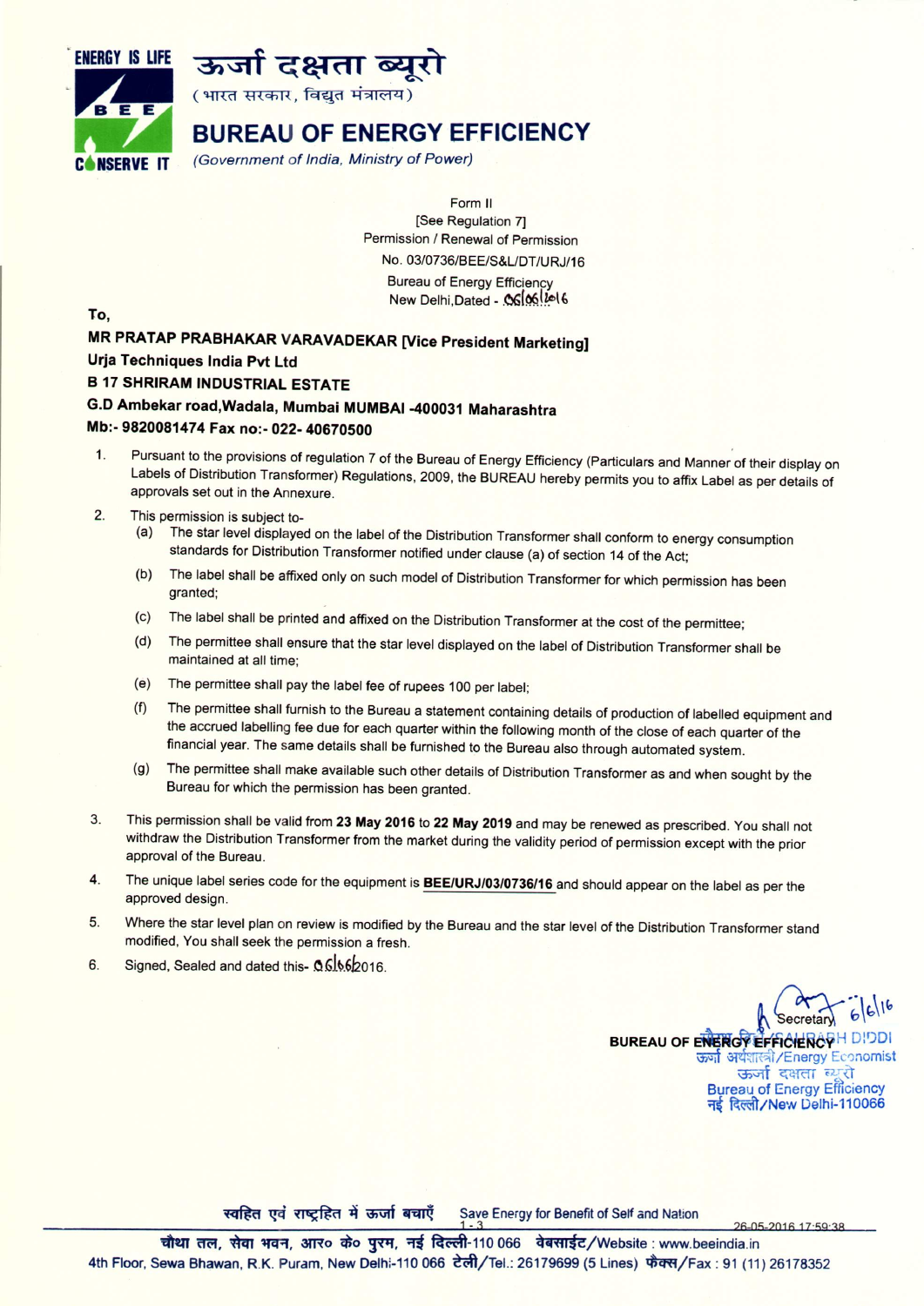ENERGY IS LIFE

BEE

CONSERVE IT

# ऊर्जा दक्षता ब्यूरो

(भारत सरकार, विद्युत मंत्रालय)

# BUREAU OF ENERGY EFFICIENCY

*(Government of India, Ministry of Power)*

Form II
[See Regulation 7]
Permission / Renewal of Permission
No. 03/0736/BEE/S&L/DT/URJ/16
Bureau of Energy Efficiency
New Delhi,Dated - 06/06/2016

To,

**MR PRATAP PRABHAKAR VARAVADEKAR [Vice President Marketing]**
**Urja Techniques India Pvt Ltd**
**B 17 SHRIRAM INDUSTRIAL ESTATE**
**G.D Ambekar road,Wadala, Mumbai MUMBAI -400031 Maharashtra**
**Mb:- 9820081474 Fax no:- 022- 40670500**

1. Pursuant to the provisions of regulation 7 of the Bureau of Energy Efficiency (Particulars and Manner of their display on Labels of Distribution Transformer) Regulations, 2009, the BUREAU hereby permits you to affix Label as per details of approvals set out in the Annexure.

2. This permission is subject to-
   (a) The star level displayed on the label of the Distribution Transformer shall conform to energy consumption standards for Distribution Transformer notified under clause (a) of section 14 of the Act;
   (b) The label shall be affixed only on such model of Distribution Transformer for which permission has been granted;
   (c) The label shall be printed and affixed on the Distribution Transformer at the cost of the permittee;
   (d) The permittee shall ensure that the star level displayed on the label of Distribution Transformer shall be maintained at all time;
   (e) The permittee shall pay the label fee of rupees 100 per label;
   (f) The permittee shall furnish to the Bureau a statement containing details of production of labelled equipment and the accrued labelling fee due for each quarter within the following month of the close of each quarter of the financial year. The same details shall be furnished to the Bureau also through automated system.
   (g) The permittee shall make available such other details of Distribution Transformer as and when sought by the Bureau for which the permission has been granted.

3. This permission shall be valid from **23 May 2016** to **22 May 2019** and may be renewed as prescribed. You shall not withdraw the Distribution Transformer from the market during the validity period of permission except with the prior approval of the Bureau.

4. The unique label series code for the equipment is **BEE/URJ/03/0736/16** and should appear on the label as per the approved design.

5. Where the star level plan on review is modified by the Bureau and the star level of the Distribution Transformer stand modified, You shall seek the permission a fresh.

6. Signed, Sealed and dated this- 06/06/2016.

Secretary 6/6/16
**BUREAU OF ENERGY EFFICIENCY**
SAURABH DIDDI
ऊर्जा अर्थशास्त्री/Energy Economist
ऊर्जा दक्षता ब्यूरो
Bureau of Energy Efficiency
नई दिल्ली/New Delhi-110066

स्वहित एवं राष्ट्रहित में ऊर्जा बचाएँ Save Energy for Benefit of Self and Nation

26-05-2016 17:59:38

चौथा तल, सेवा भवन, आर० के० पुरम, नई दिल्ली-110 066 वेबसाईट/Website : www.beeindia.in
4th Floor, Sewa Bhawan, R.K. Puram, New Delhi-110 066 टेली/Tel.: 26179699 (5 Lines) फैक्स/Fax : 91 (11) 26178352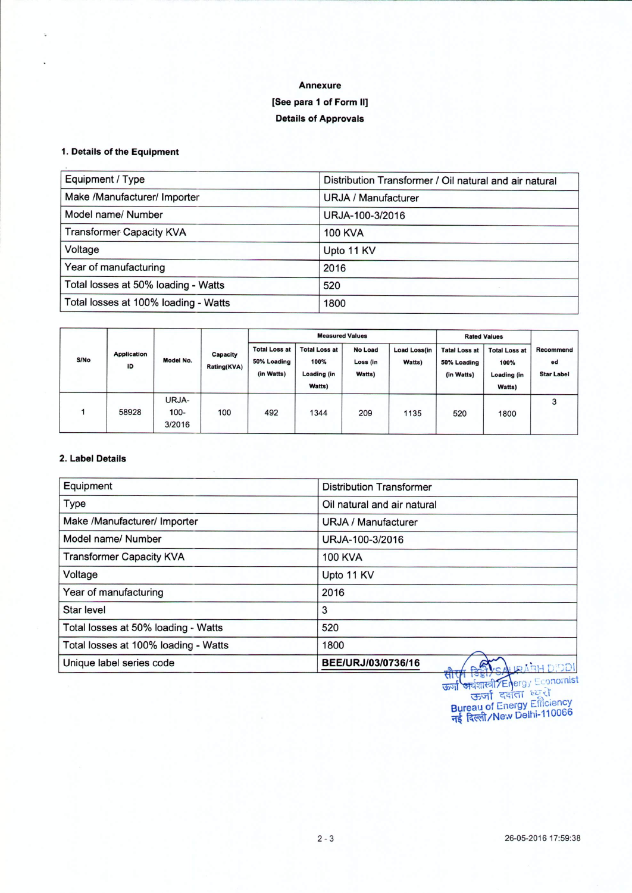**Annexure**

**[See para 1 of Form II]**

**Details of Approvals**

**1. Details of the Equipment**

| Equipment / Type | Distribution Transformer / Oil natural and air natural |
|---|---|
| Make /Manufacturer/ Importer | URJA / Manufacturer |
| Model name/ Number | URJA-100-3/2016 |
| Transformer Capacity KVA | 100 KVA |
| Voltage | Upto 11 KV |
| Year of manufacturing | 2016 |
| Total losses at 50% loading - Watts | 520 |
| Total losses at 100% loading - Watts | 1800 |

| S/No | Application ID | Model No. | Capacity Rating(KVA) | Measured Values | | | | Rated Values | | Recommended Star Label |
|---|---|---|---|---|---|---|---|---|---|---|
| | | | | Total Loss at 50% Loading (in Watts) | Total Loss at 100% Loading (in Watts) | No Load Loss (in Watts) | Load Loss(in Watts) | Tatal Loss at 50% Loading (in Watts) | Total Loss at 100% Loading (in Watts) | |
| 1 | 58928 | URJA-100-3/2016 | 100 | 492 | 1344 | 209 | 1135 | 520 | 1800 | 3 |

**2. Label Details**

| Equipment | Distribution Transformer |
|---|---|
| Type | Oil natural and air natural |
| Make /Manufacturer/ Importer | URJA / Manufacturer |
| Model name/ Number | URJA-100-3/2016 |
| Transformer Capacity KVA | 100 KVA |
| Voltage | Upto 11 KV |
| Year of manufacturing | 2016 |
| Star level | 3 |
| Total losses at 50% loading - Watts | 520 |
| Total losses at 100% loading - Watts | 1800 |
| Unique label series code | **BEE/URJ/03/0736/16** |

सौरभ डिड्डी/SAURABH DIDDI
ऊर्जा अर्थशास्त्री/Energy Economist
ऊर्जा दक्षता ब्यूरो
Bureau of Energy Efficiency
नई दिल्ली/New Delhi-110066

26-05-2016 17:59:38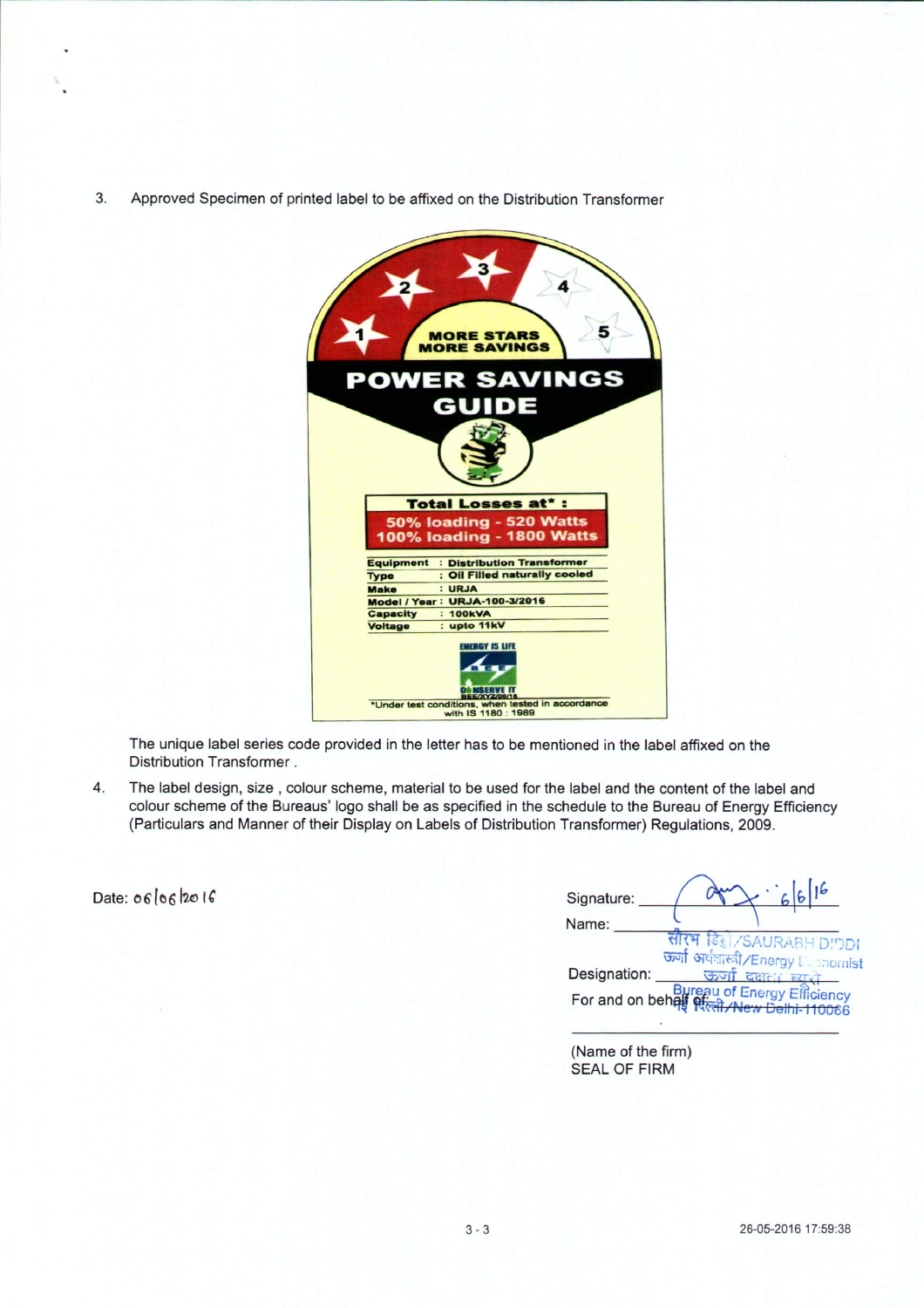3. Approved Specimen of printed label to be affixed on the Distribution Transformer

1 2 3 4 5

MORE STARS MORE SAVINGS

POWER SAVINGS GUIDE

**Total Losses at* :**

50% loading - 520 Watts

100% loading - 1800 Watts

| | |
|---|---|
| Equipment | : Distribution Transformer |
| Type | : Oil Filled naturally cooled |
| Make | : URJA |
| Model / Year | : URJA-100-3/2016 |
| Capacity | : 100kVA |
| Voltage | : upto 11kV |

ENERGY IS LIFE

BEE

CONSERVE IT

BEE/XYZ/2016

*Under test conditions, when tested in accordance with IS 1180 : 1989

The unique label series code provided in the letter has to be mentioned in the label affixed on the Distribution Transformer .

4. The label design, size , colour scheme, material to be used for the label and the content of the label and colour scheme of the Bureaus' logo shall be as specified in the schedule to the Bureau of Energy Efficiency (Particulars and Manner of their Display on Labels of Distribution Transformer) Regulations, 2009.

Date: 06/06/2016

Signature: 6/6/16

Name:

सौरभ डिड्डी/SAURABH DIDDI

ऊर्जा अर्थशास्त्री/Energy Economist

Designation: ऊर्जा दक्षता ब्यूरो

For and on behalf of: Bureau of Energy Efficiency

नई दिल्ली/New Delhi-110066

(Name of the firm)

SEAL OF FIRM